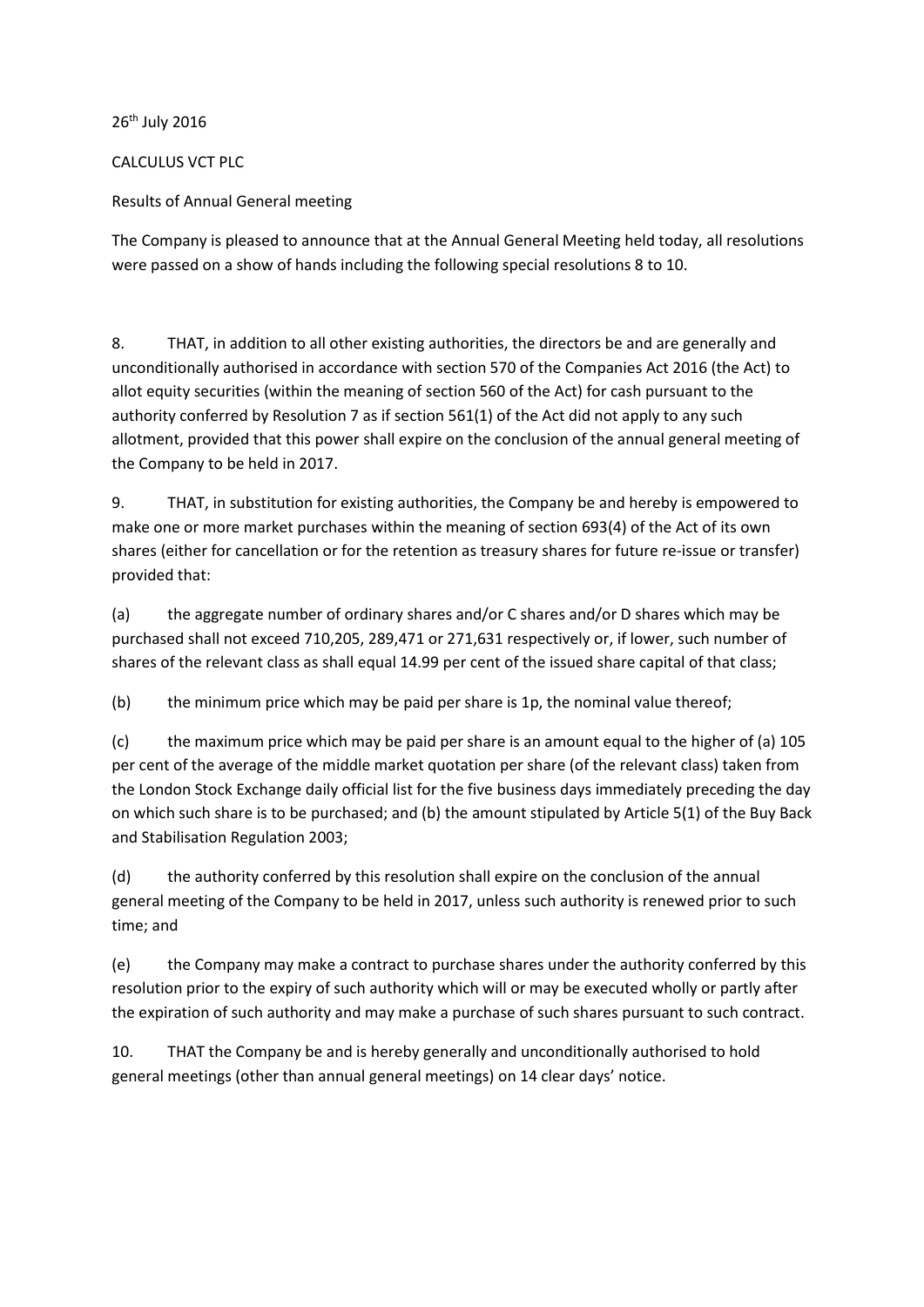26th July 2016

CALCULUS VCT PLC

Results of Annual General meeting

The Company is pleased to announce that at the Annual General Meeting held today, all resolutions were passed on a show of hands including the following special resolutions 8 to 10.

8. THAT, in addition to all other existing authorities, the directors be and are generally and unconditionally authorised in accordance with section 570 of the Companies Act 2016 (the Act) to allot equity securities (within the meaning of section 560 of the Act) for cash pursuant to the authority conferred by Resolution 7 as if section 561(1) of the Act did not apply to any such allotment, provided that this power shall expire on the conclusion of the annual general meeting of the Company to be held in 2017.

9. THAT, in substitution for existing authorities, the Company be and hereby is empowered to make one or more market purchases within the meaning of section 693(4) of the Act of its own shares (either for cancellation or for the retention as treasury shares for future re-issue or transfer) provided that:

(a) the aggregate number of ordinary shares and/or C shares and/or D shares which may be purchased shall not exceed 710,205, 289,471 or 271,631 respectively or, if lower, such number of shares of the relevant class as shall equal 14.99 per cent of the issued share capital of that class;

(b) the minimum price which may be paid per share is 1p, the nominal value thereof;

(c) the maximum price which may be paid per share is an amount equal to the higher of (a) 105 per cent of the average of the middle market quotation per share (of the relevant class) taken from the London Stock Exchange daily official list for the five business days immediately preceding the day on which such share is to be purchased; and (b) the amount stipulated by Article 5(1) of the Buy Back and Stabilisation Regulation 2003;

(d) the authority conferred by this resolution shall expire on the conclusion of the annual general meeting of the Company to be held in 2017, unless such authority is renewed prior to such time; and

(e) the Company may make a contract to purchase shares under the authority conferred by this resolution prior to the expiry of such authority which will or may be executed wholly or partly after the expiration of such authority and may make a purchase of such shares pursuant to such contract.

10. THAT the Company be and is hereby generally and unconditionally authorised to hold general meetings (other than annual general meetings) on 14 clear days' notice.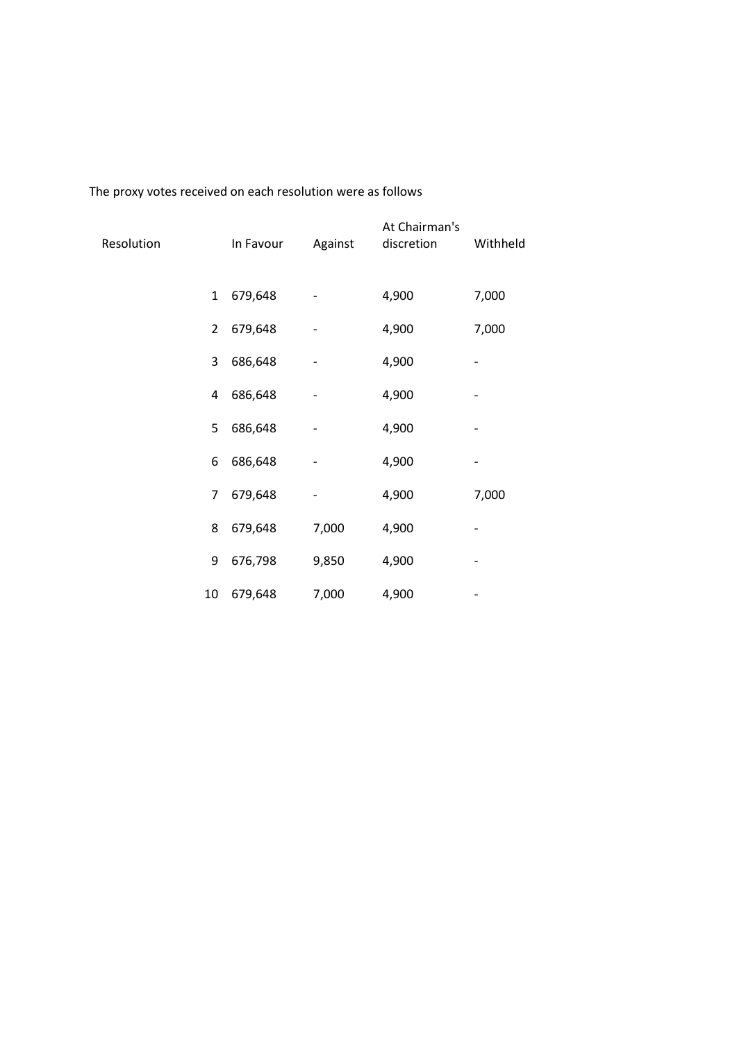The proxy votes received on each resolution were as follows

| Resolution | In Favour | Against | At Chairman's discretion | Withheld |
|---|---|---|---|---|
| 1 | 679,648 | - | 4,900 | 7,000 |
| 2 | 679,648 | - | 4,900 | 7,000 |
| 3 | 686,648 | - | 4,900 | - |
| 4 | 686,648 | - | 4,900 | - |
| 5 | 686,648 | - | 4,900 | - |
| 6 | 686,648 | - | 4,900 | - |
| 7 | 679,648 | - | 4,900 | 7,000 |
| 8 | 679,648 | 7,000 | 4,900 | - |
| 9 | 676,798 | 9,850 | 4,900 | - |
| 10 | 679,648 | 7,000 | 4,900 | - |